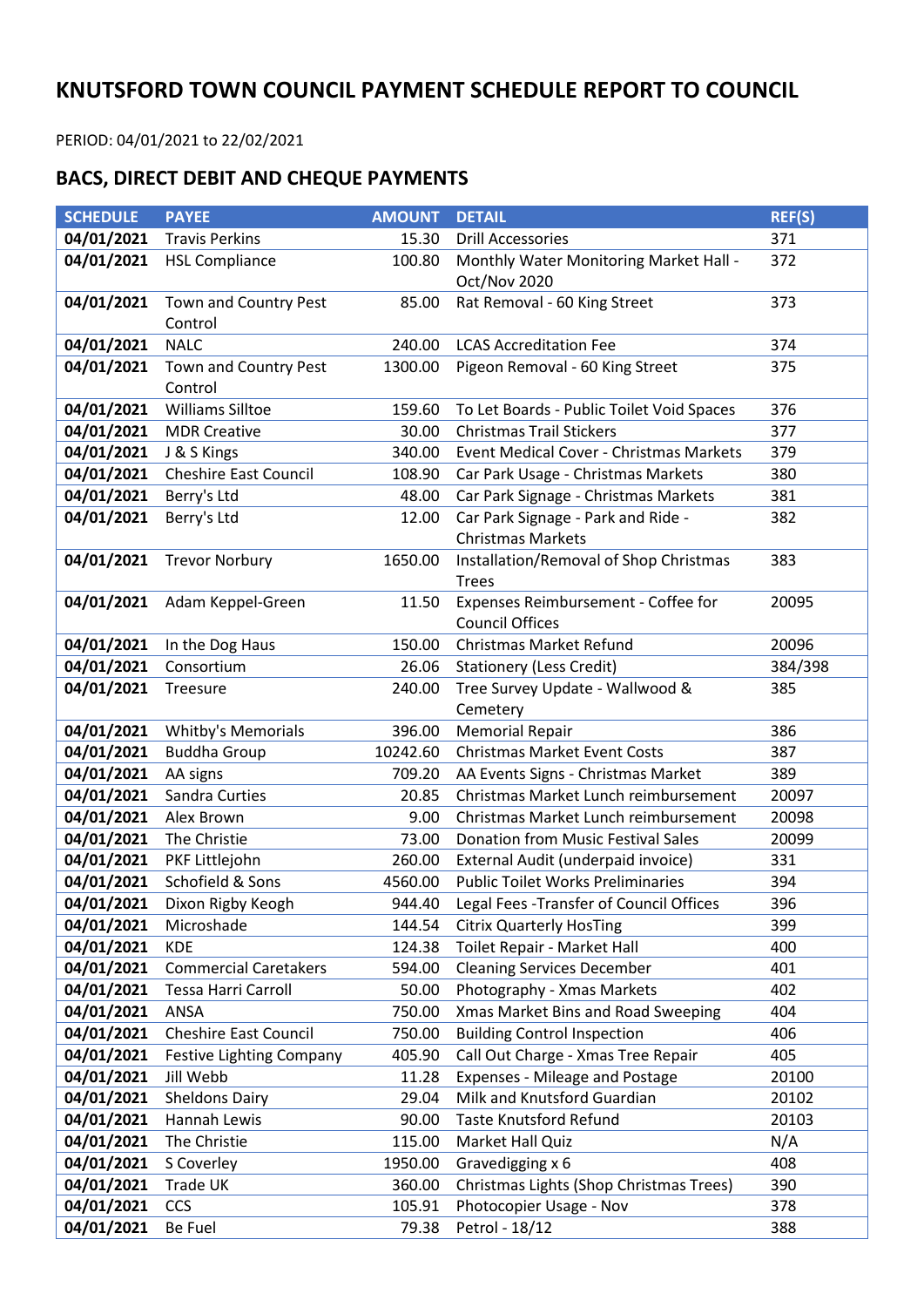# KNUTSFORD TOWN COUNCIL PAYMENT SCHEDULE REPORT TO COUNCIL

PERIOD: 04/01/2021 to 22/02/2021

## BACS, DIRECT DEBIT AND CHEQUE PAYMENTS

| SCHEDULE | PAYEE | AMOUNT | DETAIL | REF(S) |
|---|---|---|---|---|
| **04/01/2021** | Travis Perkins | 15.30 | Drill Accessories | 371 |
| **04/01/2021** | HSL Compliance | 100.80 | Monthly Water Monitoring Market Hall - Oct/Nov 2020 | 372 |
| **04/01/2021** | Town and Country Pest Control | 85.00 | Rat Removal - 60 King Street | 373 |
| **04/01/2021** | NALC | 240.00 | LCAS Accreditation Fee | 374 |
| **04/01/2021** | Town and Country Pest Control | 1300.00 | Pigeon Removal - 60 King Street | 375 |
| **04/01/2021** | Williams Silltoe | 159.60 | To Let Boards - Public Toilet Void Spaces | 376 |
| **04/01/2021** | MDR Creative | 30.00 | Christmas Trail Stickers | 377 |
| **04/01/2021** | J & S Kings | 340.00 | Event Medical Cover - Christmas Markets | 379 |
| **04/01/2021** | Cheshire East Council | 108.90 | Car Park Usage - Christmas Markets | 380 |
| **04/01/2021** | Berry's Ltd | 48.00 | Car Park Signage - Christmas Markets | 381 |
| **04/01/2021** | Berry's Ltd | 12.00 | Car Park Signage - Park and Ride - Christmas Markets | 382 |
| **04/01/2021** | Trevor Norbury | 1650.00 | Installation/Removal of Shop Christmas Trees | 383 |
| **04/01/2021** | Adam Keppel-Green | 11.50 | Expenses Reimbursement - Coffee for Council Offices | 20095 |
| **04/01/2021** | In the Dog Haus | 150.00 | Christmas Market Refund | 20096 |
| **04/01/2021** | Consortium | 26.06 | Stationery (Less Credit) | 384/398 |
| **04/01/2021** | Treesure | 240.00 | Tree Survey Update - Wallwood & Cemetery | 385 |
| **04/01/2021** | Whitby's Memorials | 396.00 | Memorial Repair | 386 |
| **04/01/2021** | Buddha Group | 10242.60 | Christmas Market Event Costs | 387 |
| **04/01/2021** | AA signs | 709.20 | AA Events Signs - Christmas Market | 389 |
| **04/01/2021** | Sandra Curties | 20.85 | Christmas Market Lunch reimbursement | 20097 |
| **04/01/2021** | Alex Brown | 9.00 | Christmas Market Lunch reimbursement | 20098 |
| **04/01/2021** | The Christie | 73.00 | Donation from Music Festival Sales | 20099 |
| **04/01/2021** | PKF Littlejohn | 260.00 | External Audit (underpaid invoice) | 331 |
| **04/01/2021** | Schofield & Sons | 4560.00 | Public Toilet Works Preliminaries | 394 |
| **04/01/2021** | Dixon Rigby Keogh | 944.40 | Legal Fees -Transfer of Council Offices | 396 |
| **04/01/2021** | Microshade | 144.54 | Citrix Quarterly HosTing | 399 |
| **04/01/2021** | KDE | 124.38 | Toilet Repair - Market Hall | 400 |
| **04/01/2021** | Commercial Caretakers | 594.00 | Cleaning Services December | 401 |
| **04/01/2021** | Tessa Harri Carroll | 50.00 | Photography - Xmas Markets | 402 |
| **04/01/2021** | ANSA | 750.00 | Xmas Market Bins and Road Sweeping | 404 |
| **04/01/2021** | Cheshire East Council | 750.00 | Building Control Inspection | 406 |
| **04/01/2021** | Festive Lighting Company | 405.90 | Call Out Charge - Xmas Tree Repair | 405 |
| **04/01/2021** | Jill Webb | 11.28 | Expenses - Mileage and Postage | 20100 |
| **04/01/2021** | Sheldons Dairy | 29.04 | Milk and Knutsford Guardian | 20102 |
| **04/01/2021** | Hannah Lewis | 90.00 | Taste Knutsford Refund | 20103 |
| **04/01/2021** | The Christie | 115.00 | Market Hall Quiz | N/A |
| **04/01/2021** | S Coverley | 1950.00 | Gravedigging x 6 | 408 |
| **04/01/2021** | Trade UK | 360.00 | Christmas Lights (Shop Christmas Trees) | 390 |
| **04/01/2021** | CCS | 105.91 | Photocopier Usage - Nov | 378 |
| **04/01/2021** | Be Fuel | 79.38 | Petrol - 18/12 | 388 |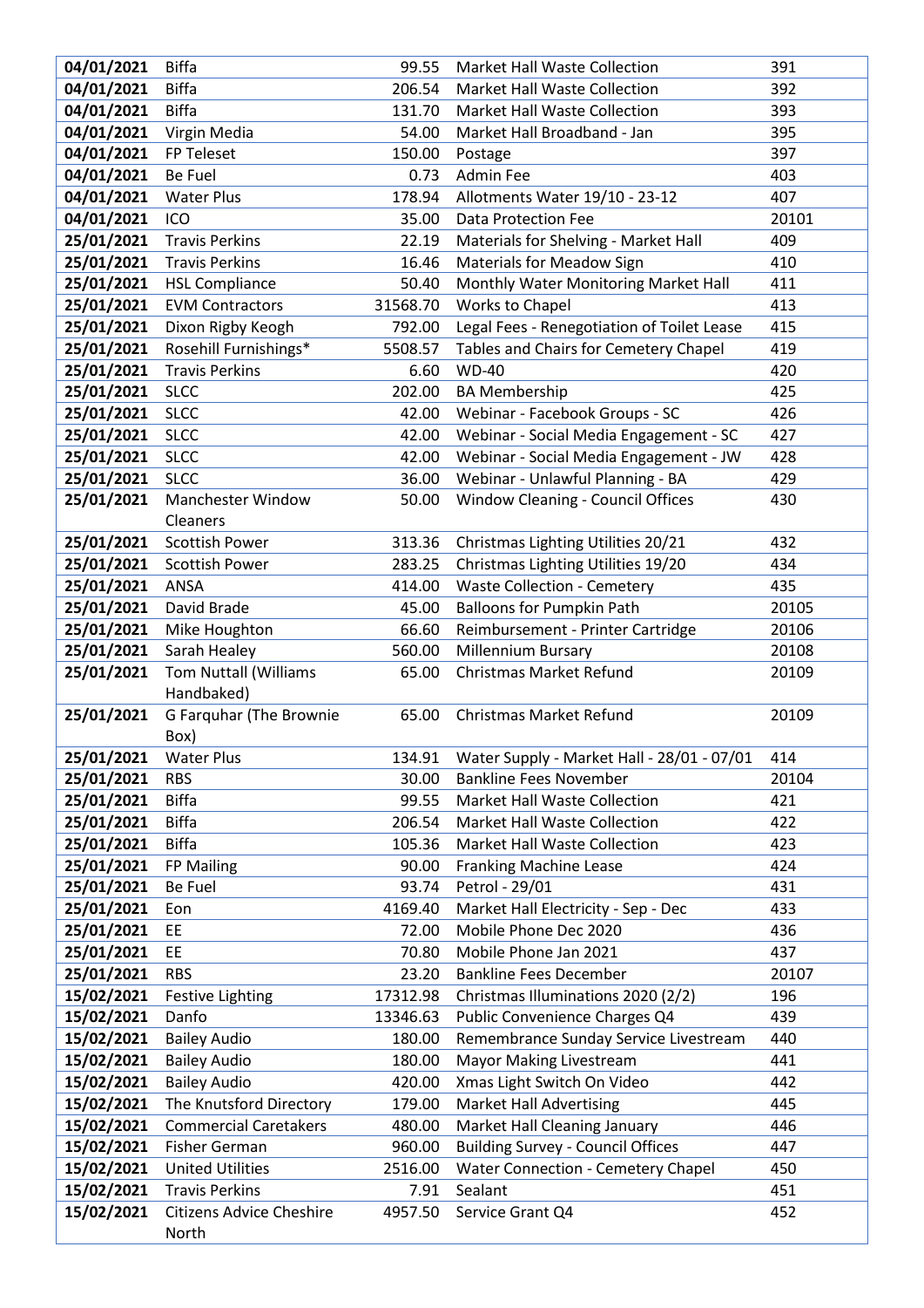| 04/01/2021 | Biffa | 99.55 | Market Hall Waste Collection | 391 |
|---|---|---|---|---|
| 04/01/2021 | Biffa | 206.54 | Market Hall Waste Collection | 392 |
| 04/01/2021 | Biffa | 131.70 | Market Hall Waste Collection | 393 |
| 04/01/2021 | Virgin Media | 54.00 | Market Hall Broadband - Jan | 395 |
| 04/01/2021 | FP Teleset | 150.00 | Postage | 397 |
| 04/01/2021 | Be Fuel | 0.73 | Admin Fee | 403 |
| 04/01/2021 | Water Plus | 178.94 | Allotments Water 19/10 - 23-12 | 407 |
| 04/01/2021 | ICO | 35.00 | Data Protection Fee | 20101 |
| 25/01/2021 | Travis Perkins | 22.19 | Materials for Shelving - Market Hall | 409 |
| 25/01/2021 | Travis Perkins | 16.46 | Materials for Meadow Sign | 410 |
| 25/01/2021 | HSL Compliance | 50.40 | Monthly Water Monitoring Market Hall | 411 |
| 25/01/2021 | EVM Contractors | 31568.70 | Works to Chapel | 413 |
| 25/01/2021 | Dixon Rigby Keogh | 792.00 | Legal Fees - Renegotiation of Toilet Lease | 415 |
| 25/01/2021 | Rosehill Furnishings* | 5508.57 | Tables and Chairs for Cemetery Chapel | 419 |
| 25/01/2021 | Travis Perkins | 6.60 | WD-40 | 420 |
| 25/01/2021 | SLCC | 202.00 | BA Membership | 425 |
| 25/01/2021 | SLCC | 42.00 | Webinar - Facebook Groups - SC | 426 |
| 25/01/2021 | SLCC | 42.00 | Webinar - Social Media Engagement - SC | 427 |
| 25/01/2021 | SLCC | 42.00 | Webinar - Social Media Engagement - JW | 428 |
| 25/01/2021 | SLCC | 36.00 | Webinar - Unlawful Planning - BA | 429 |
| 25/01/2021 | Manchester Window Cleaners | 50.00 | Window Cleaning - Council Offices | 430 |
| 25/01/2021 | Scottish Power | 313.36 | Christmas Lighting Utilities 20/21 | 432 |
| 25/01/2021 | Scottish Power | 283.25 | Christmas Lighting Utilities 19/20 | 434 |
| 25/01/2021 | ANSA | 414.00 | Waste Collection - Cemetery | 435 |
| 25/01/2021 | David Brade | 45.00 | Balloons for Pumpkin Path | 20105 |
| 25/01/2021 | Mike Houghton | 66.60 | Reimbursement - Printer Cartridge | 20106 |
| 25/01/2021 | Sarah Healey | 560.00 | Millennium Bursary | 20108 |
| 25/01/2021 | Tom Nuttall (Williams Handbaked) | 65.00 | Christmas Market Refund | 20109 |
| 25/01/2021 | G Farquhar (The Brownie Box) | 65.00 | Christmas Market Refund | 20109 |
| 25/01/2021 | Water Plus | 134.91 | Water Supply - Market Hall - 28/01 - 07/01 | 414 |
| 25/01/2021 | RBS | 30.00 | Bankline Fees November | 20104 |
| 25/01/2021 | Biffa | 99.55 | Market Hall Waste Collection | 421 |
| 25/01/2021 | Biffa | 206.54 | Market Hall Waste Collection | 422 |
| 25/01/2021 | Biffa | 105.36 | Market Hall Waste Collection | 423 |
| 25/01/2021 | FP Mailing | 90.00 | Franking Machine Lease | 424 |
| 25/01/2021 | Be Fuel | 93.74 | Petrol - 29/01 | 431 |
| 25/01/2021 | Eon | 4169.40 | Market Hall Electricity - Sep - Dec | 433 |
| 25/01/2021 | EE | 72.00 | Mobile Phone Dec 2020 | 436 |
| 25/01/2021 | EE | 70.80 | Mobile Phone Jan 2021 | 437 |
| 25/01/2021 | RBS | 23.20 | Bankline Fees December | 20107 |
| 15/02/2021 | Festive Lighting | 17312.98 | Christmas Illuminations 2020 (2/2) | 196 |
| 15/02/2021 | Danfo | 13346.63 | Public Convenience Charges Q4 | 439 |
| 15/02/2021 | Bailey Audio | 180.00 | Remembrance Sunday Service Livestream | 440 |
| 15/02/2021 | Bailey Audio | 180.00 | Mayor Making Livestream | 441 |
| 15/02/2021 | Bailey Audio | 420.00 | Xmas Light Switch On Video | 442 |
| 15/02/2021 | The Knutsford Directory | 179.00 | Market Hall Advertising | 445 |
| 15/02/2021 | Commercial Caretakers | 480.00 | Market Hall Cleaning January | 446 |
| 15/02/2021 | Fisher German | 960.00 | Building Survey - Council Offices | 447 |
| 15/02/2021 | United Utilities | 2516.00 | Water Connection - Cemetery Chapel | 450 |
| 15/02/2021 | Travis Perkins | 7.91 | Sealant | 451 |
| 15/02/2021 | Citizens Advice Cheshire North | 4957.50 | Service Grant Q4 | 452 |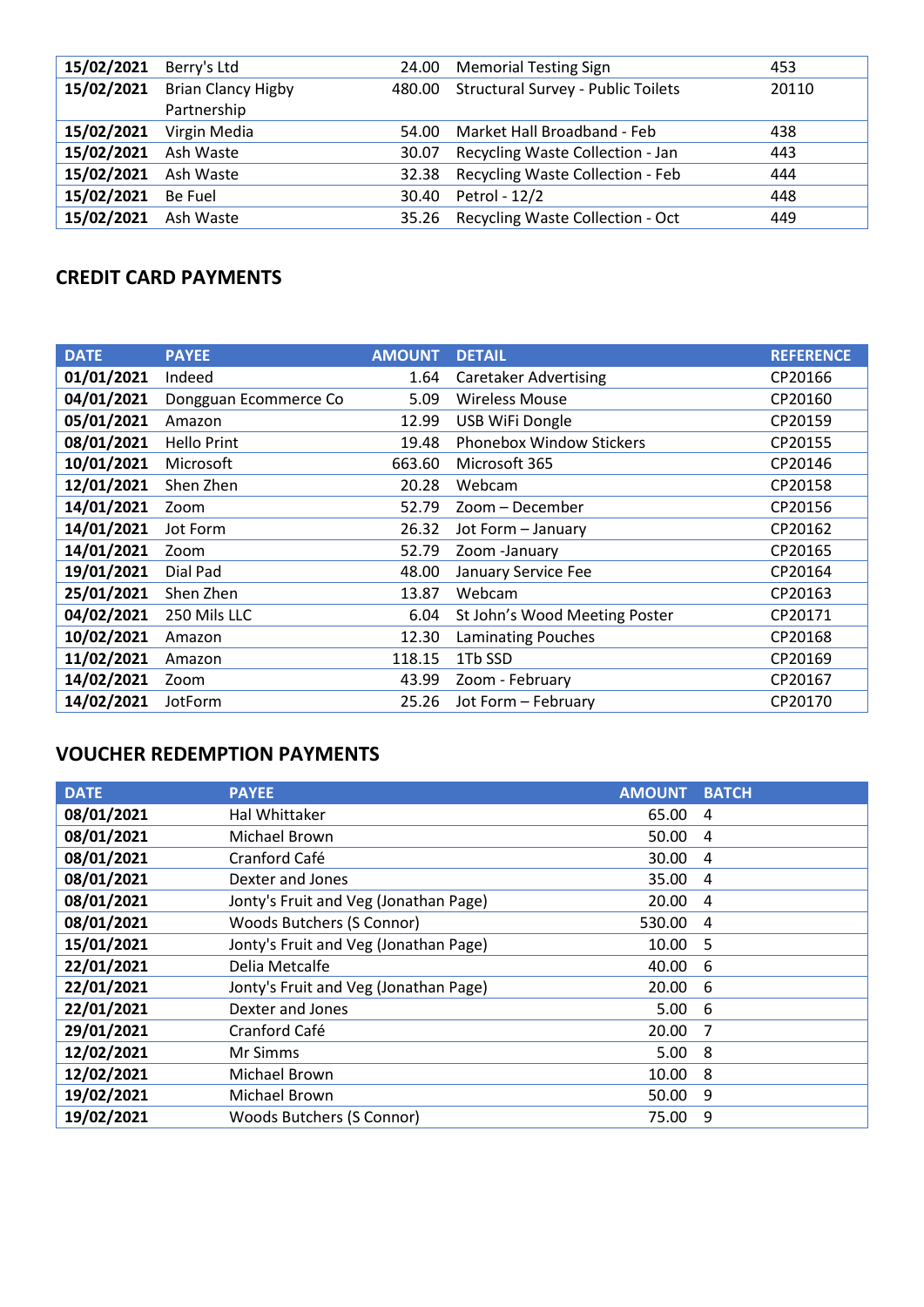| | | | | |
|---|---|---|---|---|
| **15/02/2021** | Berry's Ltd | 24.00 | Memorial Testing Sign | 453 |
| **15/02/2021** | Brian Clancy Higby Partnership | 480.00 | Structural Survey - Public Toilets | 20110 |
| **15/02/2021** | Virgin Media | 54.00 | Market Hall Broadband - Feb | 438 |
| **15/02/2021** | Ash Waste | 30.07 | Recycling Waste Collection - Jan | 443 |
| **15/02/2021** | Ash Waste | 32.38 | Recycling Waste Collection - Feb | 444 |
| **15/02/2021** | Be Fuel | 30.40 | Petrol - 12/2 | 448 |
| **15/02/2021** | Ash Waste | 35.26 | Recycling Waste Collection - Oct | 449 |

## CREDIT CARD PAYMENTS

| DATE | PAYEE | AMOUNT | DETAIL | REFERENCE |
|---|---|---|---|---|
| **01/01/2021** | Indeed | 1.64 | Caretaker Advertising | CP20166 |
| **04/01/2021** | Dongguan Ecommerce Co | 5.09 | Wireless Mouse | CP20160 |
| **05/01/2021** | Amazon | 12.99 | USB WiFi Dongle | CP20159 |
| **08/01/2021** | Hello Print | 19.48 | Phonebox Window Stickers | CP20155 |
| **10/01/2021** | Microsoft | 663.60 | Microsoft 365 | CP20146 |
| **12/01/2021** | Shen Zhen | 20.28 | Webcam | CP20158 |
| **14/01/2021** | Zoom | 52.79 | Zoom – December | CP20156 |
| **14/01/2021** | Jot Form | 26.32 | Jot Form – January | CP20162 |
| **14/01/2021** | Zoom | 52.79 | Zoom -January | CP20165 |
| **19/01/2021** | Dial Pad | 48.00 | January Service Fee | CP20164 |
| **25/01/2021** | Shen Zhen | 13.87 | Webcam | CP20163 |
| **04/02/2021** | 250 Mils LLC | 6.04 | St John's Wood Meeting Poster | CP20171 |
| **10/02/2021** | Amazon | 12.30 | Laminating Pouches | CP20168 |
| **11/02/2021** | Amazon | 118.15 | 1Tb SSD | CP20169 |
| **14/02/2021** | Zoom | 43.99 | Zoom - February | CP20167 |
| **14/02/2021** | JotForm | 25.26 | Jot Form – February | CP20170 |

## VOUCHER REDEMPTION PAYMENTS

| DATE | PAYEE | AMOUNT | BATCH |
|---|---|---|---|
| **08/01/2021** | Hal Whittaker | 65.00 | 4 |
| **08/01/2021** | Michael Brown | 50.00 | 4 |
| **08/01/2021** | Cranford Café | 30.00 | 4 |
| **08/01/2021** | Dexter and Jones | 35.00 | 4 |
| **08/01/2021** | Jonty's Fruit and Veg (Jonathan Page) | 20.00 | 4 |
| **08/01/2021** | Woods Butchers (S Connor) | 530.00 | 4 |
| **15/01/2021** | Jonty's Fruit and Veg (Jonathan Page) | 10.00 | 5 |
| **22/01/2021** | Delia Metcalfe | 40.00 | 6 |
| **22/01/2021** | Jonty's Fruit and Veg (Jonathan Page) | 20.00 | 6 |
| **22/01/2021** | Dexter and Jones | 5.00 | 6 |
| **29/01/2021** | Cranford Café | 20.00 | 7 |
| **12/02/2021** | Mr Simms | 5.00 | 8 |
| **12/02/2021** | Michael Brown | 10.00 | 8 |
| **19/02/2021** | Michael Brown | 50.00 | 9 |
| **19/02/2021** | Woods Butchers (S Connor) | 75.00 | 9 |